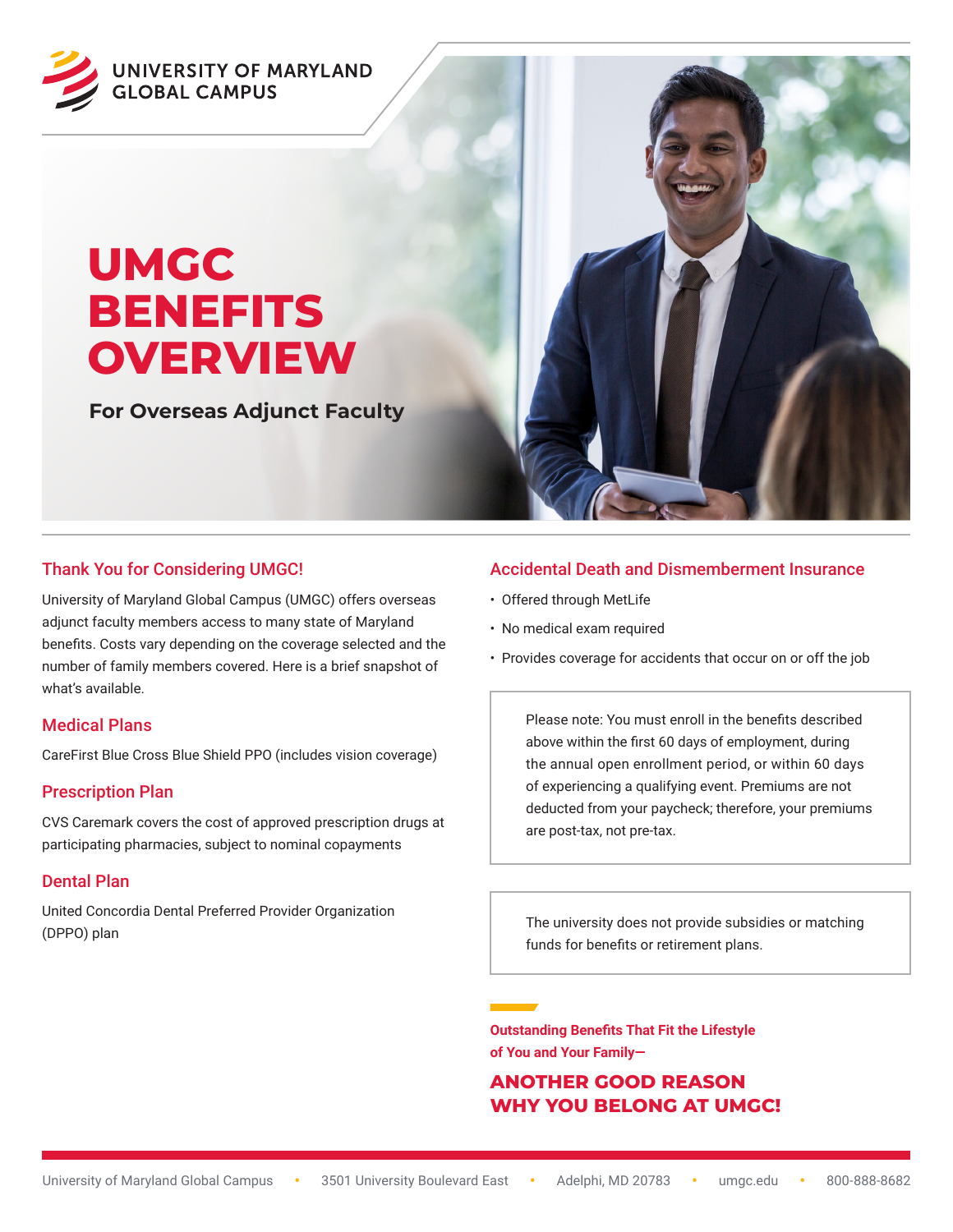UNIVERSITY OF MARYLAND GLOBAL CAMPUS

# UMGC BENEFITS OVERVIEW

**For Overseas Adjunct Faculty**

## Thank You for Considering UMGC!

University of Maryland Global Campus (UMGC) offers overseas adjunct faculty members access to many state of Maryland benefits. Costs vary depending on the coverage selected and the number of family members covered. Here is a brief snapshot of what's available.

## Medical Plans

CareFirst Blue Cross Blue Shield PPO (includes vision coverage)

## Prescription Plan

CVS Caremark covers the cost of approved prescription drugs at participating pharmacies, subject to nominal copayments

## Dental Plan

United Concordia Dental Preferred Provider Organization (DPPO) plan

## Accidental Death and Dismemberment Insurance

- Offered through MetLife
- No medical exam required
- Provides coverage for accidents that occur on or off the job

Please note: You must enroll in the benefits described above within the first 60 days of employment, during the annual open enrollment period, or within 60 days of experiencing a qualifying event. Premiums are not deducted from your paycheck; therefore, your premiums are post-tax, not pre-tax.

The university does not provide subsidies or matching funds for benefits or retirement plans.

**Outstanding Benefits That Fit the Lifestyle of You and Your Family—**

**ANOTHER GOOD REASON WHY YOU BELONG AT UMGC!**

University of Maryland Global Campus • 3501 University Boulevard East • Adelphi, MD 20783 • umgc.edu • 800-888-8682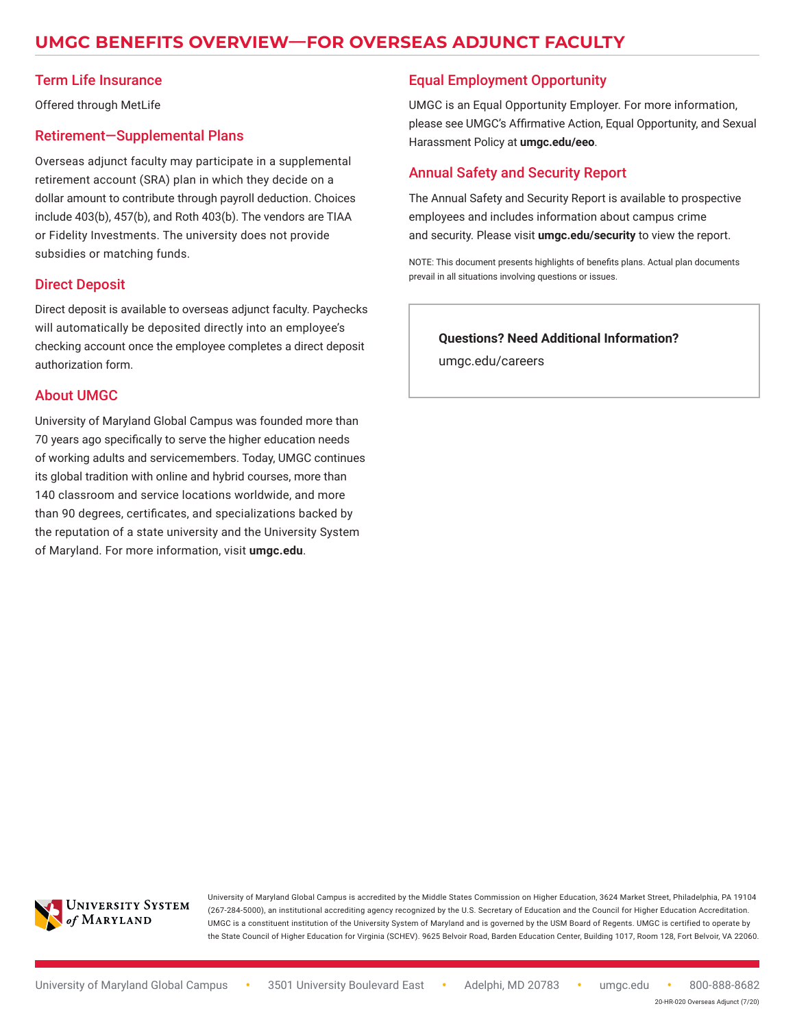# UMGC BENEFITS OVERVIEW—FOR OVERSEAS ADJUNCT FACULTY

## Term Life Insurance

Offered through MetLife

## Retirement—Supplemental Plans

Overseas adjunct faculty may participate in a supplemental retirement account (SRA) plan in which they decide on a dollar amount to contribute through payroll deduction. Choices include 403(b), 457(b), and Roth 403(b). The vendors are TIAA or Fidelity Investments. The university does not provide subsidies or matching funds.

## Direct Deposit

Direct deposit is available to overseas adjunct faculty. Paychecks will automatically be deposited directly into an employee's checking account once the employee completes a direct deposit authorization form.

## About UMGC

University of Maryland Global Campus was founded more than 70 years ago specifically to serve the higher education needs of working adults and servicemembers. Today, UMGC continues its global tradition with online and hybrid courses, more than 140 classroom and service locations worldwide, and more than 90 degrees, certificates, and specializations backed by the reputation of a state university and the University System of Maryland. For more information, visit **umgc.edu**.

## Equal Employment Opportunity

UMGC is an Equal Opportunity Employer. For more information, please see UMGC's Affirmative Action, Equal Opportunity, and Sexual Harassment Policy at **umgc.edu/eeo**.

## Annual Safety and Security Report

The Annual Safety and Security Report is available to prospective employees and includes information about campus crime and security. Please visit **umgc.edu/security** to view the report.

NOTE: This document presents highlights of benefits plans. Actual plan documents prevail in all situations involving questions or issues.

**Questions? Need Additional Information?**

umgc.edu/careers

University System of Maryland

University of Maryland Global Campus is accredited by the Middle States Commission on Higher Education, 3624 Market Street, Philadelphia, PA 19104 (267-284-5000), an institutional accrediting agency recognized by the U.S. Secretary of Education and the Council for Higher Education Accreditation. UMGC is a constituent institution of the University System of Maryland and is governed by the USM Board of Regents. UMGC is certified to operate by the State Council of Higher Education for Virginia (SCHEV). 9625 Belvoir Road, Barden Education Center, Building 1017, Room 128, Fort Belvoir, VA 22060.

University of Maryland Global Campus • 3501 University Boulevard East • Adelphi, MD 20783 • umgc.edu • 800-888-8682

20-HR-020 Overseas Adjunct (7/20)